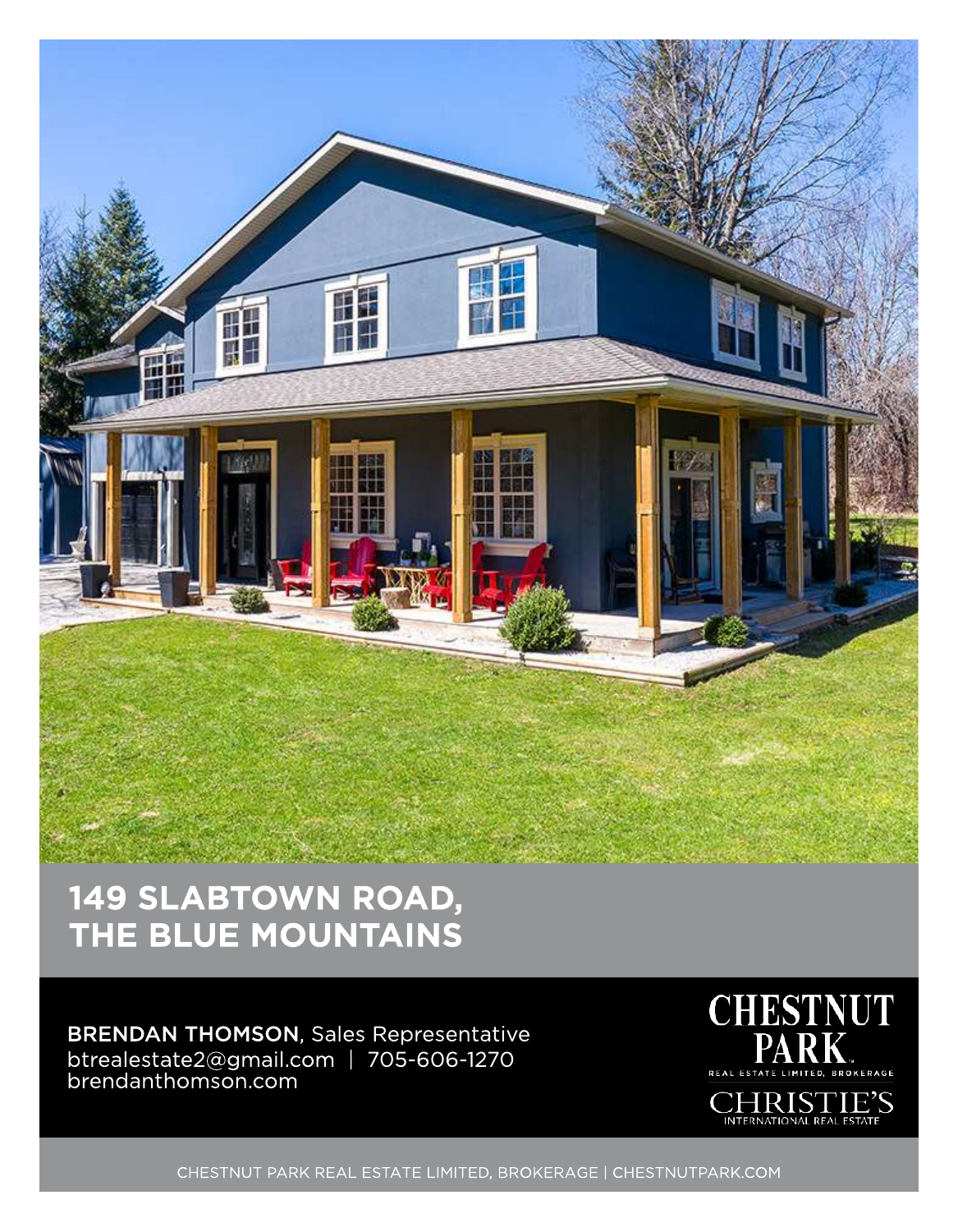# 149 SLABTOWN ROAD, THE BLUE MOUNTAINS

**BRENDAN THOMSON**, Sales Representative
btrealestate2@gmail.com | 705-606-1270
brendanthomson.com

CHESTNUT PARK
REAL ESTATE LIMITED, BROKERAGE
CHRISTIE'S
INTERNATIONAL REAL ESTATE

CHESTNUT PARK REAL ESTATE LIMITED, BROKERAGE | CHESTNUTPARK.COM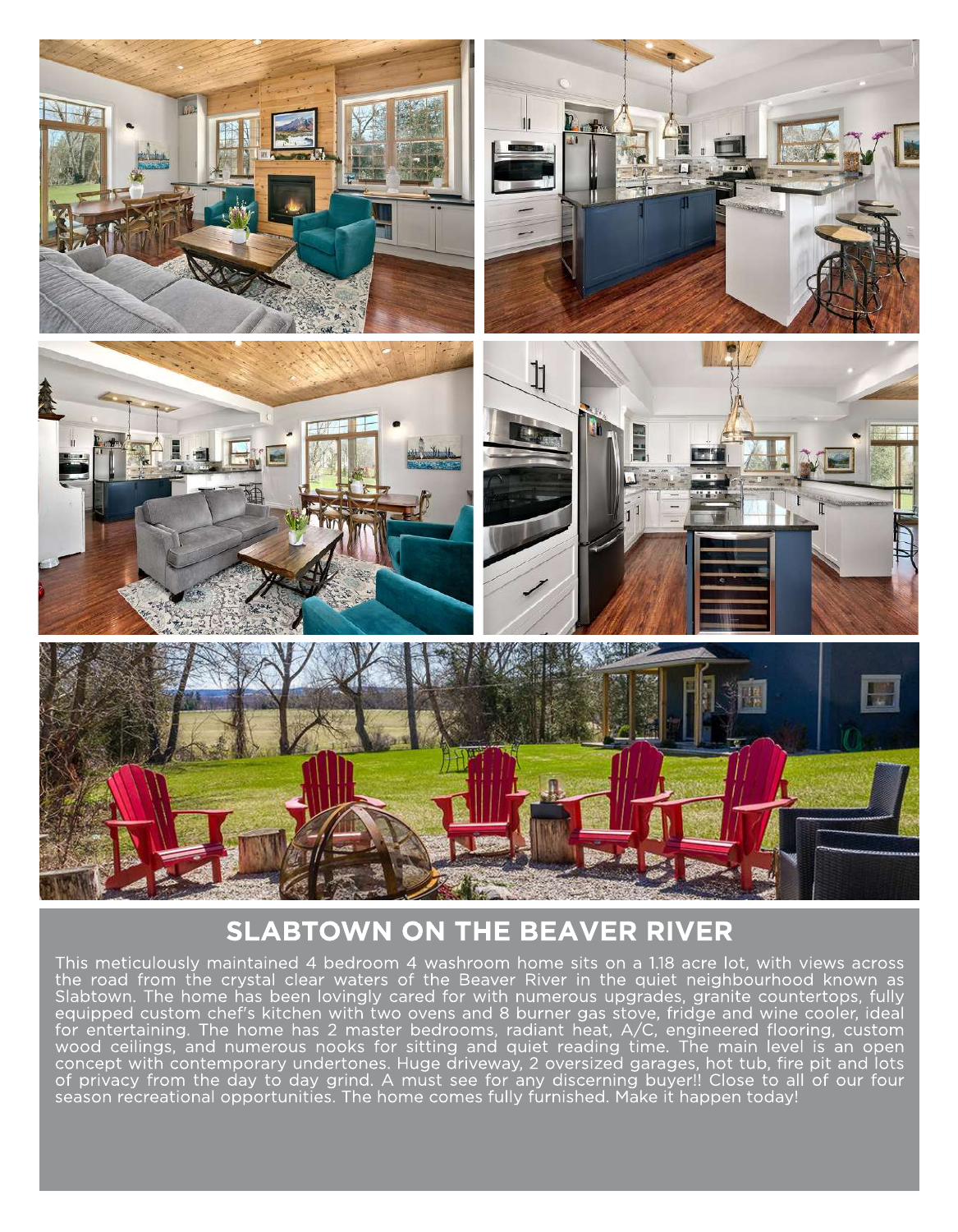## SLABTOWN ON THE BEAVER RIVER

This meticulously maintained 4 bedroom 4 washroom home sits on a 1.18 acre lot, with views across the road from the crystal clear waters of the Beaver River in the quiet neighbourhood known as Slabtown. The home has been lovingly cared for with numerous upgrades, granite countertops, fully equipped custom chef's kitchen with two ovens and 8 burner gas stove, fridge and wine cooler, ideal for entertaining. The home has 2 master bedrooms, radiant heat, A/C, engineered flooring, custom wood ceilings, and numerous nooks for sitting and quiet reading time. The main level is an open concept with contemporary undertones. Huge driveway, 2 oversized garages, hot tub, fire pit and lots of privacy from the day to day grind. A must see for any discerning buyer!! Close to all of our four season recreational opportunities. The home comes fully furnished. Make it happen today!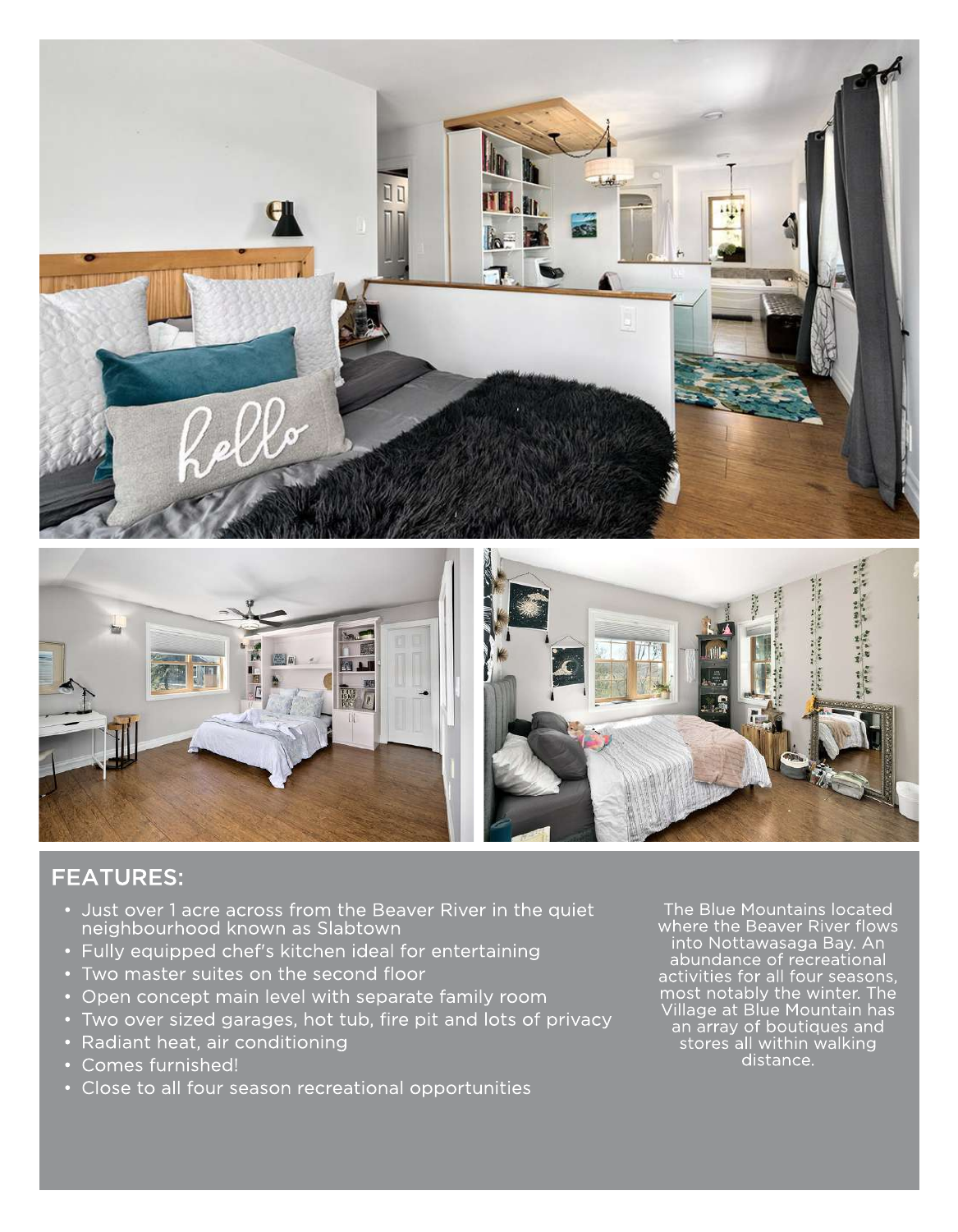## FEATURES:

- Just over 1 acre across from the Beaver River in the quiet neighbourhood known as Slabtown
- Fully equipped chef's kitchen ideal for entertaining
- Two master suites on the second floor
- Open concept main level with separate family room
- Two over sized garages, hot tub, fire pit and lots of privacy
- Radiant heat, air conditioning
- Comes furnished!
- Close to all four season recreational opportunities

The Blue Mountains located where the Beaver River flows into Nottawasaga Bay. An abundance of recreational activities for all four seasons, most notably the winter. The Village at Blue Mountain has an array of boutiques and stores all within walking distance.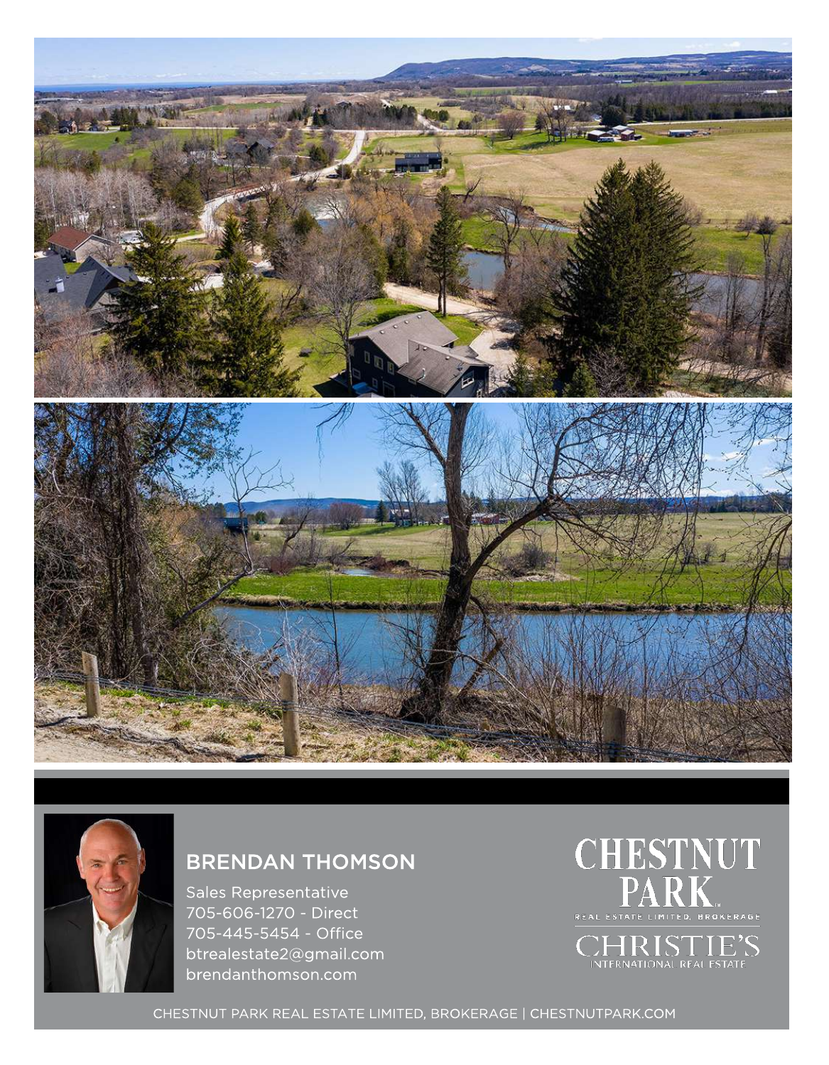## BRENDAN THOMSON

Sales Representative
705-606-1270 - Direct
705-445-5454 - Office
btrealestate2@gmail.com
brendanthomson.com

CHESTNUT PARK
REAL ESTATE LIMITED, BROKERAGE

CHRISTIE'S
INTERNATIONAL REAL ESTATE

CHESTNUT PARK REAL ESTATE LIMITED, BROKERAGE | CHESTNUTPARK.COM